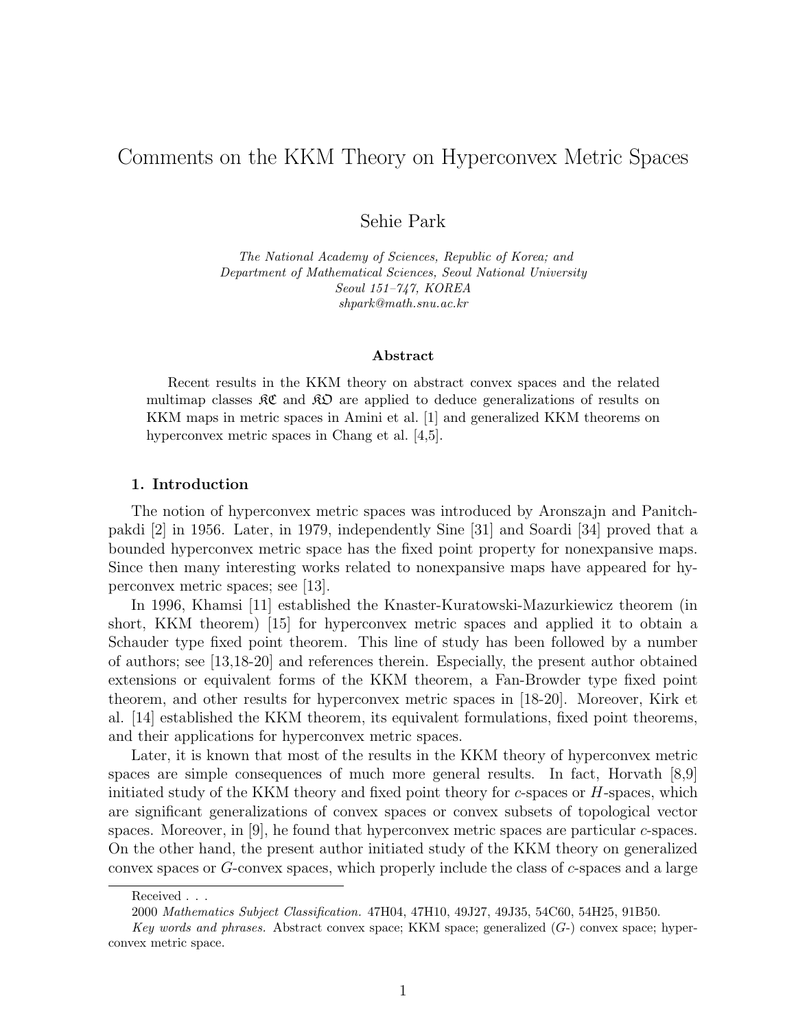# Comments on the KKM Theory on Hyperconvex Metric Spaces

Sehie Park

*The National Academy of Sciences, Republic of Korea; and*
*Department of Mathematical Sciences, Seoul National University*
*Seoul 151–747, KOREA*
*shpark@math.snu.ac.kr*

### Abstract

Recent results in the KKM theory on abstract convex spaces and the related multimap classes $\mathfrak{KC}$ and $\mathfrak{KO}$ are applied to deduce generalizations of results on KKM maps in metric spaces in Amini et al. [1] and generalized KKM theorems on hyperconvex metric spaces in Chang et al. [4,5].

## 1. Introduction

The notion of hyperconvex metric spaces was introduced by Aronszajn and Panitchpakdi [2] in 1956. Later, in 1979, independently Sine [31] and Soardi [34] proved that a bounded hyperconvex metric space has the fixed point property for nonexpansive maps. Since then many interesting works related to nonexpansive maps have appeared for hyperconvex metric spaces; see [13].

In 1996, Khamsi [11] established the Knaster-Kuratowski-Mazurkiewicz theorem (in short, KKM theorem) [15] for hyperconvex metric spaces and applied it to obtain a Schauder type fixed point theorem. This line of study has been followed by a number of authors; see [13,18-20] and references therein. Especially, the present author obtained extensions or equivalent forms of the KKM theorem, a Fan-Browder type fixed point theorem, and other results for hyperconvex metric spaces in [18-20]. Moreover, Kirk et al. [14] established the KKM theorem, its equivalent formulations, fixed point theorems, and their applications for hyperconvex metric spaces.

Later, it is known that most of the results in the KKM theory of hyperconvex metric spaces are simple consequences of much more general results. In fact, Horvath [8,9] initiated study of the KKM theory and fixed point theory for $c$-spaces or $H$-spaces, which are significant generalizations of convex spaces or convex subsets of topological vector spaces. Moreover, in [9], he found that hyperconvex metric spaces are particular $c$-spaces. On the other hand, the present author initiated study of the KKM theory on generalized convex spaces or $G$-convex spaces, which properly include the class of $c$-spaces and a large

---

Received . . .

2000 *Mathematics Subject Classification.* 47H04, 47H10, 49J27, 49J35, 54C60, 54H25, 91B50.

*Key words and phrases.* Abstract convex space; KKM space; generalized ($G$-) convex space; hyperconvex metric space.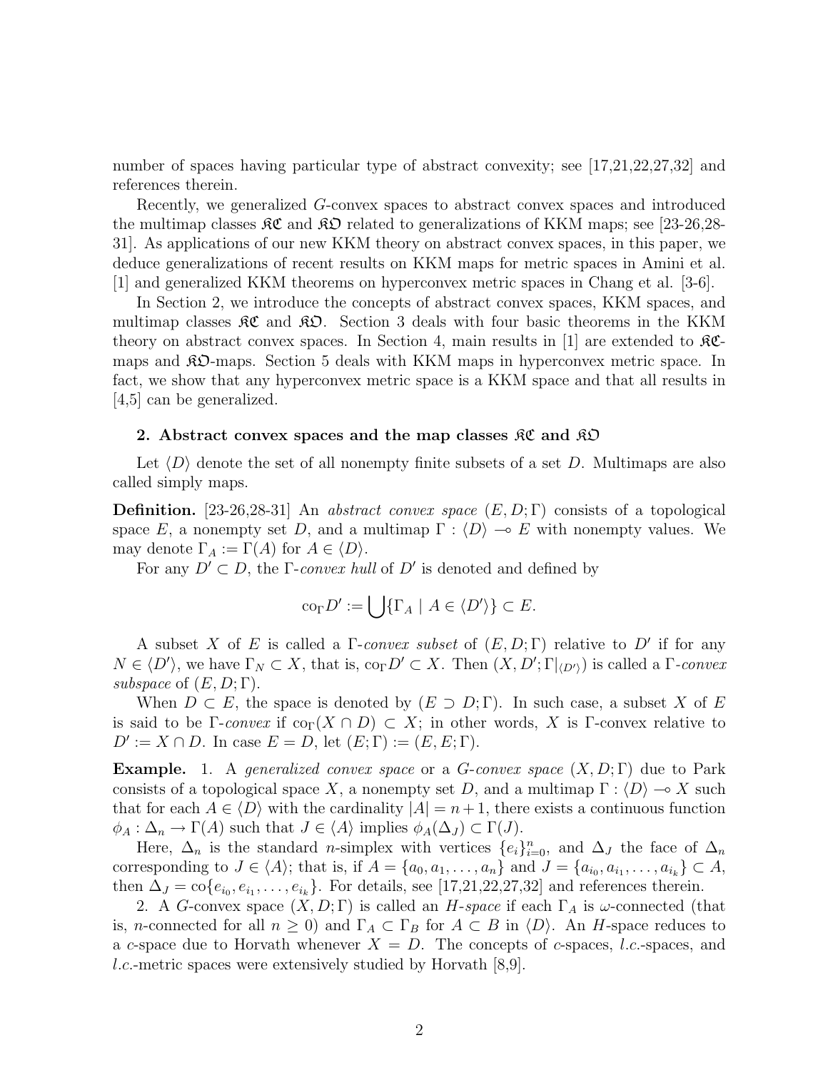number of spaces having particular type of abstract convexity; see [17,21,22,27,32] and references therein.

Recently, we generalized $G$-convex spaces to abstract convex spaces and introduced the multimap classes $\mathfrak{KC}$ and $\mathfrak{KO}$ related to generalizations of KKM maps; see [23-26,28-31]. As applications of our new KKM theory on abstract convex spaces, in this paper, we deduce generalizations of recent results on KKM maps for metric spaces in Amini et al. [1] and generalized KKM theorems on hyperconvex metric spaces in Chang et al. [3-6].

In Section 2, we introduce the concepts of abstract convex spaces, KKM spaces, and multimap classes $\mathfrak{KC}$ and $\mathfrak{KO}$. Section 3 deals with four basic theorems in the KKM theory on abstract convex spaces. In Section 4, main results in [1] are extended to $\mathfrak{KC}$-maps and $\mathfrak{KO}$-maps. Section 5 deals with KKM maps in hyperconvex metric space. In fact, we show that any hyperconvex metric space is a KKM space and that all results in [4,5] can be generalized.

## 2. Abstract convex spaces and the map classes $\mathfrak{KC}$ and $\mathfrak{KO}$

Let $\langle D \rangle$ denote the set of all nonempty finite subsets of a set $D$. Multimaps are also called simply maps.

**Definition.** [23-26,28-31] An *abstract convex space* $(E, D; \Gamma)$ consists of a topological space $E$, a nonempty set $D$, and a multimap $\Gamma : \langle D \rangle \multimap E$ with nonempty values. We may denote $\Gamma_A := \Gamma(A)$ for $A \in \langle D \rangle$.

For any $D' \subset D$, the $\Gamma$-*convex hull* of $D'$ is denoted and defined by

$$\mathrm{co}_\Gamma D' := \bigcup \{\Gamma_A \mid A \in \langle D' \rangle\} \subset E.$$

A subset $X$ of $E$ is called a $\Gamma$-*convex subset* of $(E, D; \Gamma)$ relative to $D'$ if for any $N \in \langle D' \rangle$, we have $\Gamma_N \subset X$, that is, $\mathrm{co}_\Gamma D' \subset X$. Then $(X, D'; \Gamma|_{\langle D' \rangle})$ is called a $\Gamma$-*convex subspace* of $(E, D; \Gamma)$.

When $D \subset E$, the space is denoted by $(E \supset D; \Gamma)$. In such case, a subset $X$ of $E$ is said to be $\Gamma$-*convex* if $\mathrm{co}_\Gamma(X \cap D) \subset X$; in other words, $X$ is $\Gamma$-convex relative to $D' := X \cap D$. In case $E = D$, let $(E; \Gamma) := (E, E; \Gamma)$.

**Example.** 1. A *generalized convex space* or a $G$-*convex space* $(X, D; \Gamma)$ due to Park consists of a topological space $X$, a nonempty set $D$, and a multimap $\Gamma : \langle D \rangle \multimap X$ such that for each $A \in \langle D \rangle$ with the cardinality $|A| = n + 1$, there exists a continuous function $\phi_A : \Delta_n \to \Gamma(A)$ such that $J \in \langle A \rangle$ implies $\phi_A(\Delta_J) \subset \Gamma(J)$.

Here, $\Delta_n$ is the standard $n$-simplex with vertices $\{e_i\}_{i=0}^n$, and $\Delta_J$ the face of $\Delta_n$ corresponding to $J \in \langle A \rangle$; that is, if $A = \{a_0, a_1, \ldots, a_n\}$ and $J = \{a_{i_0}, a_{i_1}, \ldots, a_{i_k}\} \subset A$, then $\Delta_J = \mathrm{co}\{e_{i_0}, e_{i_1}, \ldots, e_{i_k}\}$. For details, see [17,21,22,27,32] and references therein.

2. A $G$-convex space $(X, D; \Gamma)$ is called an $H$-*space* if each $\Gamma_A$ is $\omega$-connected (that is, $n$-connected for all $n \geq 0$) and $\Gamma_A \subset \Gamma_B$ for $A \subset B$ in $\langle D \rangle$. An $H$-space reduces to a $c$-space due to Horvath whenever $X = D$. The concepts of $c$-spaces, $l.c.$-spaces, and $l.c.$-metric spaces were extensively studied by Horvath [8,9].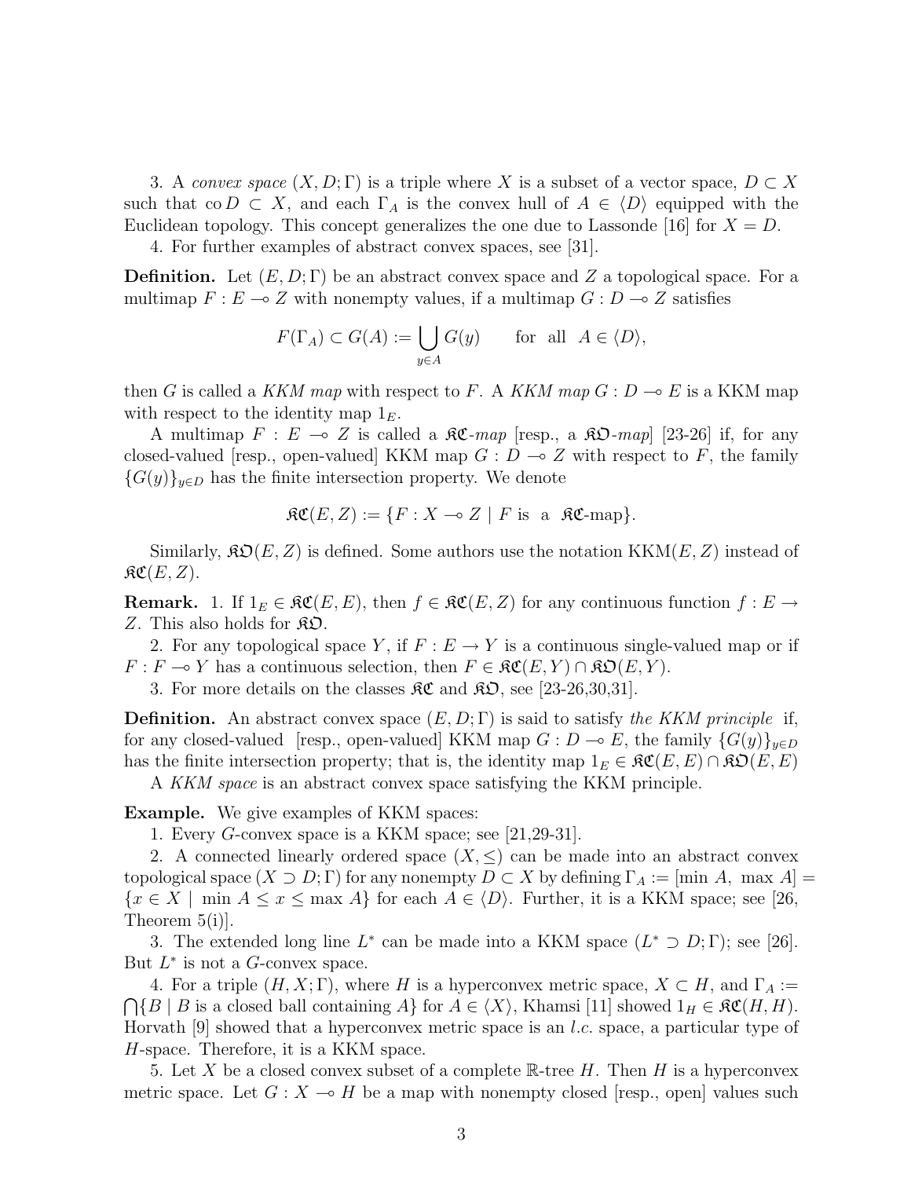3. A *convex space* $(X, D; \Gamma)$ is a triple where $X$ is a subset of a vector space, $D \subset X$ such that $\operatorname{co} D \subset X$, and each $\Gamma_A$ is the convex hull of $A \in \langle D \rangle$ equipped with the Euclidean topology. This concept generalizes the one due to Lassonde [16] for $X = D$.

4. For further examples of abstract convex spaces, see [31].

**Definition.** Let $(E, D; \Gamma)$ be an abstract convex space and $Z$ a topological space. For a multimap $F : E \multimap Z$ with nonempty values, if a multimap $G : D \multimap Z$ satisfies

$$F(\Gamma_A) \subset G(A) := \bigcup_{y \in A} G(y) \qquad \text{for all} \quad A \in \langle D \rangle,$$

then $G$ is called a *KKM map* with respect to $F$. A *KKM map* $G : D \multimap E$ is a KKM map with respect to the identity map $1_E$.

A multimap $F : E \multimap Z$ is called a $\mathfrak{KC}$*-map* [resp., a $\mathfrak{KO}$*-map*] [23-26] if, for any closed-valued [resp., open-valued] KKM map $G : D \multimap Z$ with respect to $F$, the family $\{G(y)\}_{y \in D}$ has the finite intersection property. We denote

$$\mathfrak{KC}(E, Z) := \{F : X \multimap Z \mid F \text{ is a } \mathfrak{KC}\text{-map}\}.$$

Similarly, $\mathfrak{KO}(E, Z)$ is defined. Some authors use the notation $\mathrm{KKM}(E, Z)$ instead of $\mathfrak{KC}(E, Z)$.

**Remark.** 1. If $1_E \in \mathfrak{KC}(E, E)$, then $f \in \mathfrak{KC}(E, Z)$ for any continuous function $f : E \to Z$. This also holds for $\mathfrak{KO}$.

2. For any topological space $Y$, if $F : E \to Y$ is a continuous single-valued map or if $F : F \multimap Y$ has a continuous selection, then $F \in \mathfrak{KC}(E, Y) \cap \mathfrak{KO}(E, Y)$.

3. For more details on the classes $\mathfrak{KC}$ and $\mathfrak{KO}$, see [23-26,30,31].

**Definition.** An abstract convex space $(E, D; \Gamma)$ is said to satisfy *the KKM principle* if, for any closed-valued [resp., open-valued] KKM map $G : D \multimap E$, the family $\{G(y)\}_{y \in D}$ has the finite intersection property; that is, the identity map $1_E \in \mathfrak{KC}(E, E) \cap \mathfrak{KO}(E, E)$

A *KKM space* is an abstract convex space satisfying the KKM principle.

**Example.** We give examples of KKM spaces:

1. Every $G$-convex space is a KKM space; see [21,29-31].

2. A connected linearly ordered space $(X, \leq)$ can be made into an abstract convex topological space $(X \supset D; \Gamma)$ for any nonempty $D \subset X$ by defining $\Gamma_A := [\min A, \max A] = \{x \in X \mid \min A \leq x \leq \max A\}$ for each $A \in \langle D \rangle$. Further, it is a KKM space; see [26, Theorem 5(i)].

3. The extended long line $L^*$ can be made into a KKM space $(L^* \supset D; \Gamma)$; see [26]. But $L^*$ is not a $G$-convex space.

4. For a triple $(H, X; \Gamma)$, where $H$ is a hyperconvex metric space, $X \subset H$, and $\Gamma_A := \bigcap\{B \mid B \text{ is a closed ball containing } A\}$ for $A \in \langle X \rangle$, Khamsi [11] showed $1_H \in \mathfrak{KC}(H, H)$. Horvath [9] showed that a hyperconvex metric space is an *l.c.* space, a particular type of $H$-space. Therefore, it is a KKM space.

5. Let $X$ be a closed convex subset of a complete $\mathbb{R}$-tree $H$. Then $H$ is a hyperconvex metric space. Let $G : X \multimap H$ be a map with nonempty closed [resp., open] values such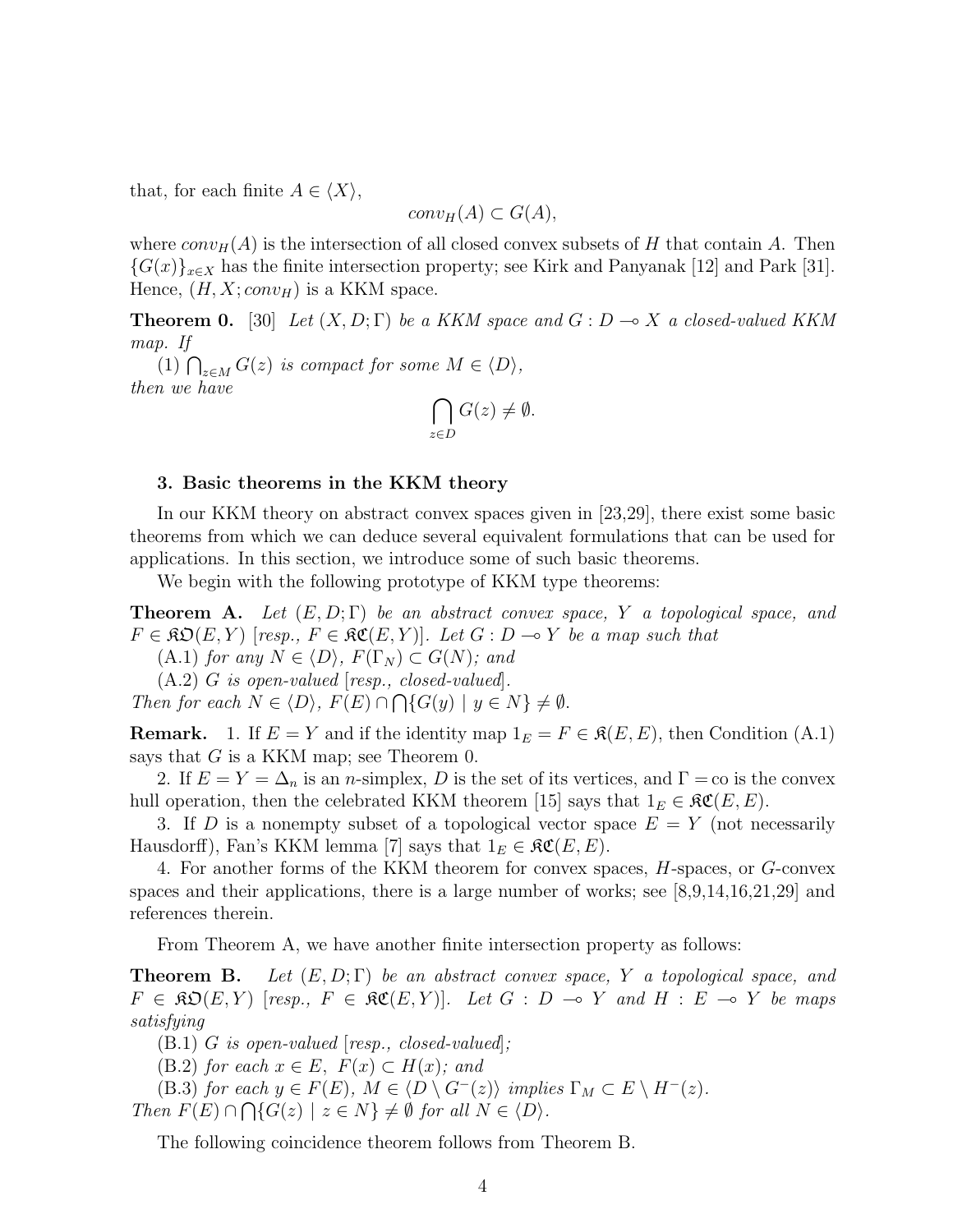that, for each finite $A \in \langle X \rangle$,

$$conv_H(A) \subset G(A),$$

where $conv_H(A)$ is the intersection of all closed convex subsets of $H$ that contain $A$. Then $\{G(x)\}_{x \in X}$ has the finite intersection property; see Kirk and Panyanak [12] and Park [31]. Hence, $(H, X; conv_H)$ is a KKM space.

**Theorem 0.** [30] *Let $(X, D; \Gamma)$ be a KKM space and $G : D \multimap X$ a closed-valued KKM map. If*

*(1) $\bigcap_{z \in M} G(z)$ is compact for some $M \in \langle D \rangle$,*
*then we have*

$$\bigcap_{z \in D} G(z) \neq \emptyset.$$

### 3. Basic theorems in the KKM theory

In our KKM theory on abstract convex spaces given in [23,29], there exist some basic theorems from which we can deduce several equivalent formulations that can be used for applications. In this section, we introduce some of such basic theorems.

We begin with the following prototype of KKM type theorems:

**Theorem A.** *Let $(E, D; \Gamma)$ be an abstract convex space, $Y$ a topological space, and $F \in \mathfrak{KO}(E, Y)$ [resp., $F \in \mathfrak{KC}(E, Y)$]. Let $G : D \multimap Y$ be a map such that*

*(A.1) for any $N \in \langle D \rangle$, $F(\Gamma_N) \subset G(N)$; and*

*(A.2) $G$ is open-valued [resp., closed-valued].*
*Then for each $N \in \langle D \rangle$, $F(E) \cap \bigcap \{G(y) \mid y \in N\} \neq \emptyset$.*

**Remark.** 1. If $E = Y$ and if the identity map $1_E = F \in \mathfrak{K}(E, E)$, then Condition (A.1) says that $G$ is a KKM map; see Theorem 0.

2. If $E = Y = \Delta_n$ is an $n$-simplex, $D$ is the set of its vertices, and $\Gamma = \text{co}$ is the convex hull operation, then the celebrated KKM theorem [15] says that $1_E \in \mathfrak{KC}(E, E)$.

3. If $D$ is a nonempty subset of a topological vector space $E = Y$ (not necessarily Hausdorff), Fan's KKM lemma [7] says that $1_E \in \mathfrak{KC}(E, E)$.

4. For another forms of the KKM theorem for convex spaces, $H$-spaces, or $G$-convex spaces and their applications, there is a large number of works; see [8,9,14,16,21,29] and references therein.

From Theorem A, we have another finite intersection property as follows:

**Theorem B.** *Let $(E, D; \Gamma)$ be an abstract convex space, $Y$ a topological space, and $F \in \mathfrak{KO}(E, Y)$ [resp., $F \in \mathfrak{KC}(E, Y)$]. Let $G : D \multimap Y$ and $H : E \multimap Y$ be maps satisfying*

*(B.1) $G$ is open-valued [resp., closed-valued];*

*(B.2) for each $x \in E$, $F(x) \subset H(x)$; and*

*(B.3) for each $y \in F(E)$, $M \in \langle D \setminus G^-(z) \rangle$ implies $\Gamma_M \subset E \setminus H^-(z)$.*
*Then $F(E) \cap \bigcap \{G(z) \mid z \in N\} \neq \emptyset$ for all $N \in \langle D \rangle$.*

The following coincidence theorem follows from Theorem B.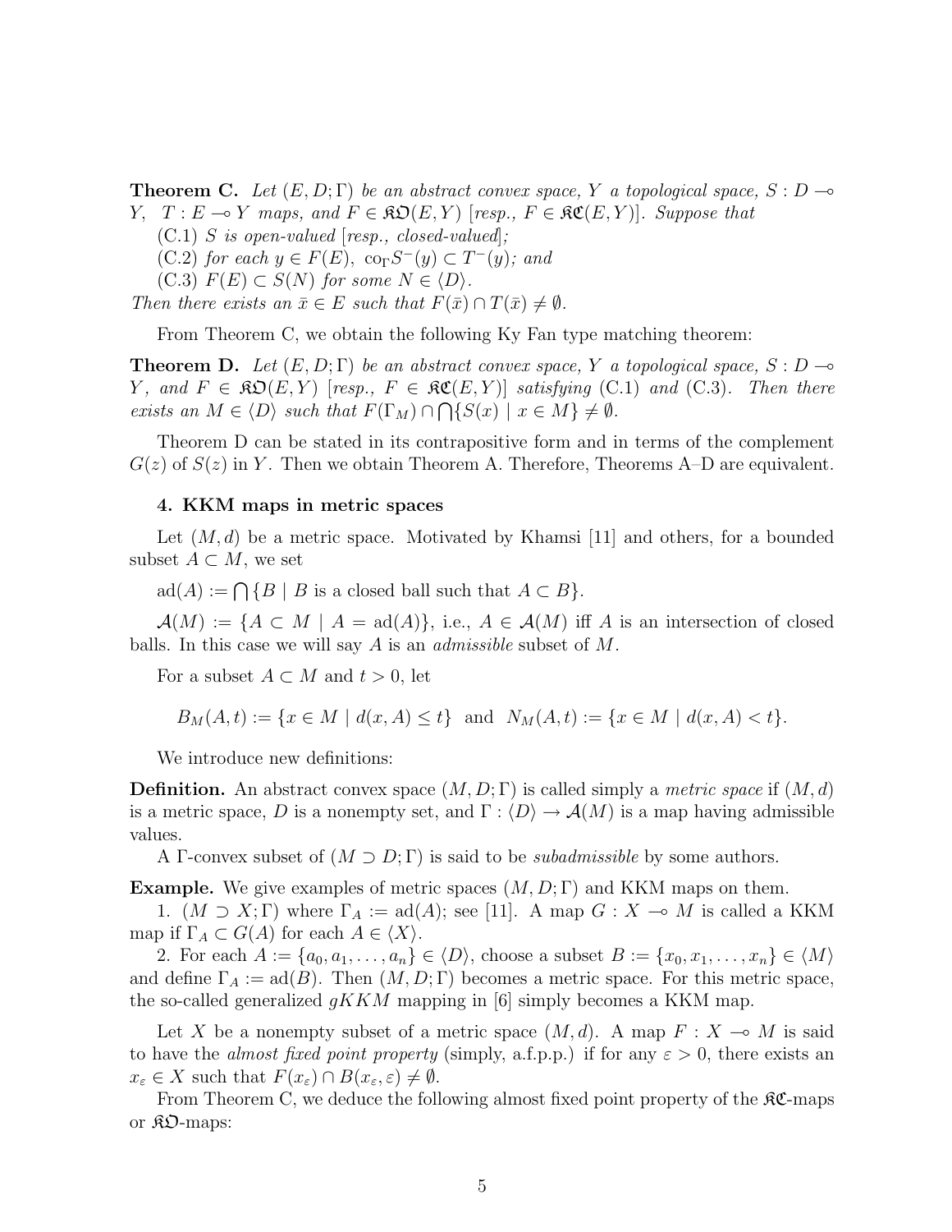**Theorem C.** *Let $(E, D; \Gamma)$ be an abstract convex space, $Y$ a topological space, $S : D \multimap Y$, $T : E \multimap Y$ maps, and $F \in \mathfrak{KO}(E, Y)$ [resp., $F \in \mathfrak{KC}(E, Y)$]. Suppose that*

(C.1) *$S$ is open-valued [resp., closed-valued];*

(C.2) *for each $y \in F(E)$, $\mathrm{co}_\Gamma S^-(y) \subset T^-(y)$; and*

(C.3) *$F(E) \subset S(N)$ for some $N \in \langle D \rangle$.*

*Then there exists an $\bar{x} \in E$ such that $F(\bar{x}) \cap T(\bar{x}) \neq \emptyset$.*

From Theorem C, we obtain the following Ky Fan type matching theorem:

**Theorem D.** *Let $(E, D; \Gamma)$ be an abstract convex space, $Y$ a topological space, $S : D \multimap Y$, and $F \in \mathfrak{KO}(E, Y)$ [resp., $F \in \mathfrak{KC}(E, Y)$] satisfying* (C.1) *and* (C.3). *Then there exists an $M \in \langle D \rangle$ such that $F(\Gamma_M) \cap \bigcap\{S(x) \mid x \in M\} \neq \emptyset$.*

Theorem D can be stated in its contrapositive form and in terms of the complement $G(z)$ of $S(z)$ in $Y$. Then we obtain Theorem A. Therefore, Theorems A–D are equivalent.

## 4. KKM maps in metric spaces

Let $(M, d)$ be a metric space. Motivated by Khamsi [11] and others, for a bounded subset $A \subset M$, we set

$\mathrm{ad}(A) := \bigcap\{B \mid B \text{ is a closed ball such that } A \subset B\}$.

$\mathcal{A}(M) := \{A \subset M \mid A = \mathrm{ad}(A)\}$, i.e., $A \in \mathcal{A}(M)$ iff $A$ is an intersection of closed balls. In this case we will say $A$ is an *admissible* subset of $M$.

For a subset $A \subset M$ and $t > 0$, let

$$B_M(A, t) := \{x \in M \mid d(x, A) \leq t\} \quad \text{and} \quad N_M(A, t) := \{x \in M \mid d(x, A) < t\}.$$

We introduce new definitions:

**Definition.** An abstract convex space $(M, D; \Gamma)$ is called simply a *metric space* if $(M, d)$ is a metric space, $D$ is a nonempty set, and $\Gamma : \langle D \rangle \to \mathcal{A}(M)$ is a map having admissible values.

A $\Gamma$-convex subset of $(M \supset D; \Gamma)$ is said to be *subadmissible* by some authors.

**Example.** We give examples of metric spaces $(M, D; \Gamma)$ and KKM maps on them.

1. $(M \supset X; \Gamma)$ where $\Gamma_A := \mathrm{ad}(A)$; see [11]. A map $G : X \multimap M$ is called a KKM map if $\Gamma_A \subset G(A)$ for each $A \in \langle X \rangle$.

2. For each $A := \{a_0, a_1, \ldots, a_n\} \in \langle D \rangle$, choose a subset $B := \{x_0, x_1, \ldots, x_n\} \in \langle M \rangle$ and define $\Gamma_A := \mathrm{ad}(B)$. Then $(M, D; \Gamma)$ becomes a metric space. For this metric space, the so-called generalized $gKKM$ mapping in [6] simply becomes a KKM map.

Let $X$ be a nonempty subset of a metric space $(M, d)$. A map $F : X \multimap M$ is said to have the *almost fixed point property* (simply, a.f.p.p.) if for any $\varepsilon > 0$, there exists an $x_\varepsilon \in X$ such that $F(x_\varepsilon) \cap B(x_\varepsilon, \varepsilon) \neq \emptyset$.

From Theorem C, we deduce the following almost fixed point property of the $\mathfrak{KC}$-maps or $\mathfrak{KO}$-maps: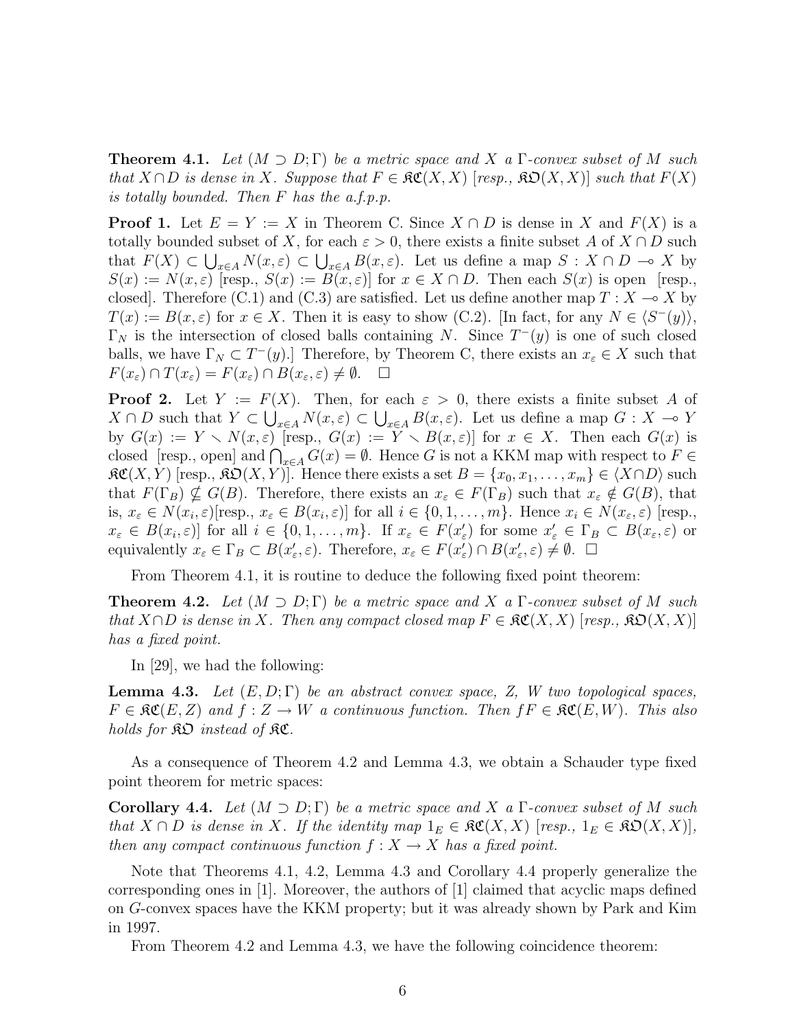**Theorem 4.1.** *Let $(M \supset D; \Gamma)$ be a metric space and $X$ a $\Gamma$-convex subset of $M$ such that $X \cap D$ is dense in $X$. Suppose that $F \in \mathfrak{KC}(X, X)$ [resp., $\mathfrak{KO}(X, X)$] such that $F(X)$ is totally bounded. Then $F$ has the a.f.p.p.*

**Proof 1.** Let $E = Y := X$ in Theorem C. Since $X \cap D$ is dense in $X$ and $F(X)$ is a totally bounded subset of $X$, for each $\varepsilon > 0$, there exists a finite subset $A$ of $X \cap D$ such that $F(X) \subset \bigcup_{x \in A} N(x, \varepsilon) \subset \bigcup_{x \in A} B(x, \varepsilon)$. Let us define a map $S : X \cap D \multimap X$ by $S(x) := N(x, \varepsilon)$ [resp., $S(x) := B(x, \varepsilon)$] for $x \in X \cap D$. Then each $S(x)$ is open [resp., closed]. Therefore (C.1) and (C.3) are satisfied. Let us define another map $T : X \multimap X$ by $T(x) := B(x, \varepsilon)$ for $x \in X$. Then it is easy to show (C.2). [In fact, for any $N \in \langle S^-(y) \rangle$, $\Gamma_N$ is the intersection of closed balls containing $N$. Since $T^-(y)$ is one of such closed balls, we have $\Gamma_N \subset T^-(y)$.] Therefore, by Theorem C, there exists an $x_\varepsilon \in X$ such that $F(x_\varepsilon) \cap T(x_\varepsilon) = F(x_\varepsilon) \cap B(x_\varepsilon, \varepsilon) \neq \emptyset$. $\square$

**Proof 2.** Let $Y := F(X)$. Then, for each $\varepsilon > 0$, there exists a finite subset $A$ of $X \cap D$ such that $Y \subset \bigcup_{x \in A} N(x, \varepsilon) \subset \bigcup_{x \in A} B(x, \varepsilon)$. Let us define a map $G : X \multimap Y$ by $G(x) := Y \setminus N(x, \varepsilon)$ [resp., $G(x) := Y \setminus B(x, \varepsilon)$] for $x \in X$. Then each $G(x)$ is closed [resp., open] and $\bigcap_{x \in A} G(x) = \emptyset$. Hence $G$ is not a KKM map with respect to $F \in \mathfrak{KC}(X, Y)$ [resp., $\mathfrak{KO}(X, Y)$]. Hence there exists a set $B = \{x_0, x_1, \ldots, x_m\} \in \langle X \cap D \rangle$ such that $F(\Gamma_B) \not\subset G(B)$. Therefore, there exists an $x_\varepsilon \in F(\Gamma_B)$ such that $x_\varepsilon \notin G(B)$, that is, $x_\varepsilon \in N(x_i, \varepsilon)$[resp., $x_\varepsilon \in B(x_i, \varepsilon)$] for all $i \in \{0, 1, \ldots, m\}$. Hence $x_i \in N(x_\varepsilon, \varepsilon)$ [resp., $x_\varepsilon \in B(x_i, \varepsilon)$] for all $i \in \{0, 1, \ldots, m\}$. If $x_\varepsilon \in F(x'_\varepsilon)$ for some $x'_\varepsilon \in \Gamma_B \subset B(x_\varepsilon, \varepsilon)$ or equivalently $x_\varepsilon \in \Gamma_B \subset B(x'_\varepsilon, \varepsilon)$. Therefore, $x_\varepsilon \in F(x'_\varepsilon) \cap B(x'_\varepsilon, \varepsilon) \neq \emptyset$. $\square$

From Theorem 4.1, it is routine to deduce the following fixed point theorem:

**Theorem 4.2.** *Let $(M \supset D; \Gamma)$ be a metric space and $X$ a $\Gamma$-convex subset of $M$ such that $X \cap D$ is dense in $X$. Then any compact closed map $F \in \mathfrak{KC}(X, X)$ [resp., $\mathfrak{KO}(X, X)$] has a fixed point.*

In [29], we had the following:

**Lemma 4.3.** *Let $(E, D; \Gamma)$ be an abstract convex space, $Z$, $W$ two topological spaces, $F \in \mathfrak{KC}(E, Z)$ and $f : Z \to W$ a continuous function. Then $fF \in \mathfrak{KC}(E, W)$. This also holds for $\mathfrak{KO}$ instead of $\mathfrak{KC}$.*

As a consequence of Theorem 4.2 and Lemma 4.3, we obtain a Schauder type fixed point theorem for metric spaces:

**Corollary 4.4.** *Let $(M \supset D; \Gamma)$ be a metric space and $X$ a $\Gamma$-convex subset of $M$ such that $X \cap D$ is dense in $X$. If the identity map $1_E \in \mathfrak{KC}(X, X)$ [resp., $1_E \in \mathfrak{KO}(X, X)$], then any compact continuous function $f : X \to X$ has a fixed point.*

Note that Theorems 4.1, 4.2, Lemma 4.3 and Corollary 4.4 properly generalize the corresponding ones in [1]. Moreover, the authors of [1] claimed that acyclic maps defined on $G$-convex spaces have the KKM property; but it was already shown by Park and Kim in 1997.

From Theorem 4.2 and Lemma 4.3, we have the following coincidence theorem: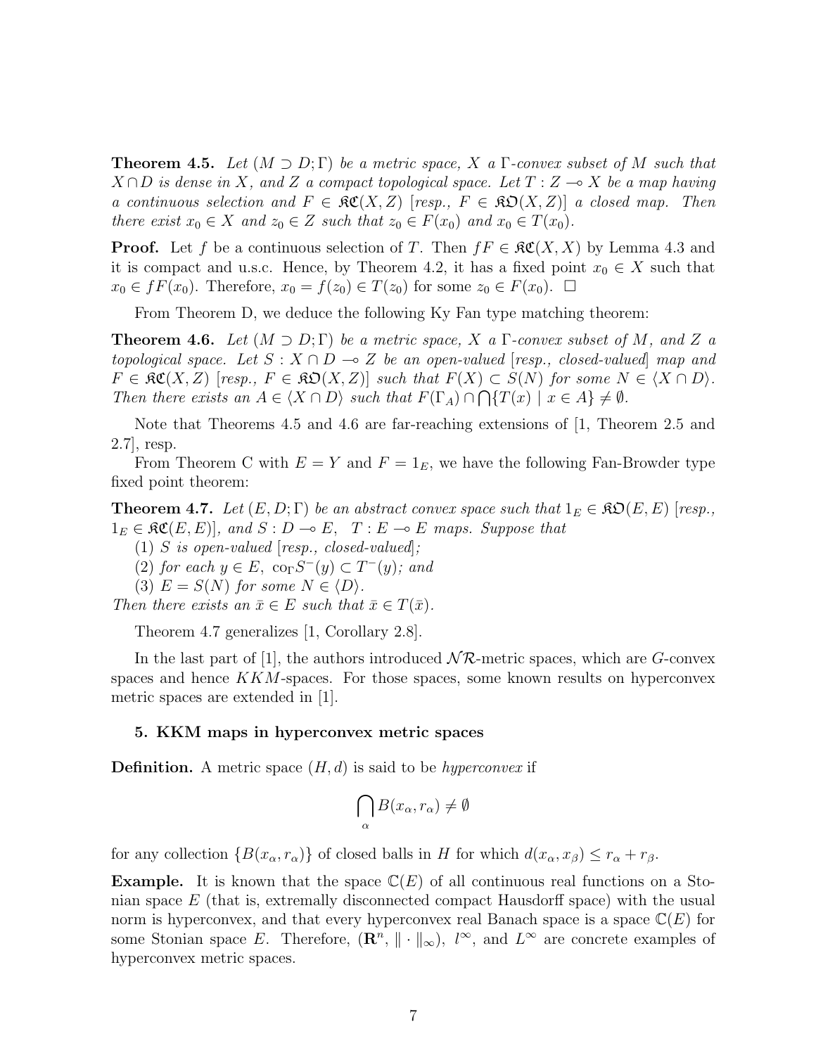**Theorem 4.5.** *Let $(M \supset D; \Gamma)$ be a metric space, $X$ a $\Gamma$-convex subset of $M$ such that $X \cap D$ is dense in $X$, and $Z$ a compact topological space. Let $T : Z \multimap X$ be a map having a continuous selection and $F \in \mathfrak{KC}(X, Z)$ [resp., $F \in \mathfrak{KO}(X, Z)$] a closed map. Then there exist $x_0 \in X$ and $z_0 \in Z$ such that $z_0 \in F(x_0)$ and $x_0 \in T(x_0)$.*

**Proof.** Let $f$ be a continuous selection of $T$. Then $fF \in \mathfrak{KC}(X, X)$ by Lemma 4.3 and it is compact and u.s.c. Hence, by Theorem 4.2, it has a fixed point $x_0 \in X$ such that $x_0 \in fF(x_0)$. Therefore, $x_0 = f(z_0) \in T(z_0)$ for some $z_0 \in F(x_0)$. $\square$

From Theorem D, we deduce the following Ky Fan type matching theorem:

**Theorem 4.6.** *Let $(M \supset D; \Gamma)$ be a metric space, $X$ a $\Gamma$-convex subset of $M$, and $Z$ a topological space. Let $S : X \cap D \multimap Z$ be an open-valued [resp., closed-valued] map and $F \in \mathfrak{KC}(X, Z)$ [resp., $F \in \mathfrak{KO}(X, Z)$] such that $F(X) \subset S(N)$ for some $N \in \langle X \cap D \rangle$. Then there exists an $A \in \langle X \cap D \rangle$ such that $F(\Gamma_A) \cap \bigcap \{T(x) \mid x \in A\} \neq \emptyset$.*

Note that Theorems 4.5 and 4.6 are far-reaching extensions of [1, Theorem 2.5 and 2.7], resp.

From Theorem C with $E = Y$ and $F = 1_E$, we have the following Fan-Browder type fixed point theorem:

**Theorem 4.7.** *Let $(E, D; \Gamma)$ be an abstract convex space such that $1_E \in \mathfrak{KO}(E, E)$ [resp., $1_E \in \mathfrak{KC}(E, E)$], and $S : D \multimap E$, $T : E \multimap E$ maps. Suppose that*

(1) *$S$ is open-valued [resp., closed-valued];*
(2) *for each $y \in E$, $\mathrm{co}_\Gamma S^-(y) \subset T^-(y)$; and*
(3) *$E = S(N)$ for some $N \in \langle D \rangle$.*

*Then there exists an $\bar{x} \in E$ such that $\bar{x} \in T(\bar{x})$.*

Theorem 4.7 generalizes [1, Corollary 2.8].

In the last part of [1], the authors introduced $\mathcal{NR}$-metric spaces, which are $G$-convex spaces and hence $KKM$-spaces. For those spaces, some known results on hyperconvex metric spaces are extended in [1].

## 5. KKM maps in hyperconvex metric spaces

**Definition.** A metric space $(H, d)$ is said to be *hyperconvex* if

$$\bigcap_{\alpha} B(x_\alpha, r_\alpha) \neq \emptyset$$

for any collection $\{B(x_\alpha, r_\alpha)\}$ of closed balls in $H$ for which $d(x_\alpha, x_\beta) \leq r_\alpha + r_\beta$.

**Example.** It is known that the space $\mathbb{C}(E)$ of all continuous real functions on a Stonian space $E$ (that is, extremally disconnected compact Hausdorff space) with the usual norm is hyperconvex, and that every hyperconvex real Banach space is a space $\mathbb{C}(E)$ for some Stonian space $E$. Therefore, $(\mathbf{R}^n, \| \cdot \|_\infty)$, $l^\infty$, and $L^\infty$ are concrete examples of hyperconvex metric spaces.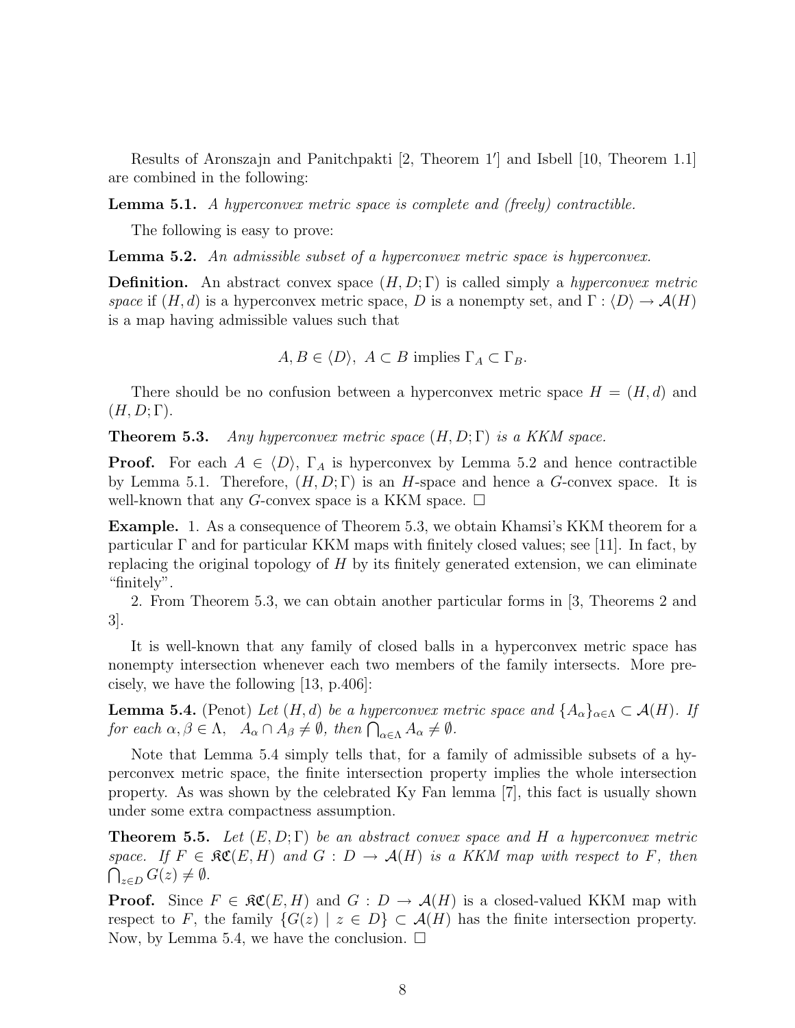Results of Aronszajn and Panitchpakti [2, Theorem 1′] and Isbell [10, Theorem 1.1] are combined in the following:

**Lemma 5.1.** *A hyperconvex metric space is complete and (freely) contractible.*

The following is easy to prove:

**Lemma 5.2.** *An admissible subset of a hyperconvex metric space is hyperconvex.*

**Definition.** An abstract convex space $(H, D; \Gamma)$ is called simply a *hyperconvex metric space* if $(H, d)$ is a hyperconvex metric space, $D$ is a nonempty set, and $\Gamma : \langle D \rangle \to \mathcal{A}(H)$ is a map having admissible values such that

$$A, B \in \langle D \rangle, \ A \subset B \text{ implies } \Gamma_A \subset \Gamma_B.$$

There should be no confusion between a hyperconvex metric space $H = (H, d)$ and $(H, D; \Gamma)$.

**Theorem 5.3.** *Any hyperconvex metric space $(H, D; \Gamma)$ is a KKM space.*

**Proof.** For each $A \in \langle D \rangle$, $\Gamma_A$ is hyperconvex by Lemma 5.2 and hence contractible by Lemma 5.1. Therefore, $(H, D; \Gamma)$ is an $H$-space and hence a $G$-convex space. It is well-known that any $G$-convex space is a KKM space. □

**Example.** 1. As a consequence of Theorem 5.3, we obtain Khamsi's KKM theorem for a particular $\Gamma$ and for particular KKM maps with finitely closed values; see [11]. In fact, by replacing the original topology of $H$ by its finitely generated extension, we can eliminate "finitely".

2. From Theorem 5.3, we can obtain another particular forms in [3, Theorems 2 and 3].

It is well-known that any family of closed balls in a hyperconvex metric space has nonempty intersection whenever each two members of the family intersects. More precisely, we have the following [13, p.406]:

**Lemma 5.4.** (Penot) *Let $(H, d)$ be a hyperconvex metric space and $\{A_\alpha\}_{\alpha \in \Lambda} \subset \mathcal{A}(H)$. If for each $\alpha, \beta \in \Lambda$, $\ A_\alpha \cap A_\beta \neq \emptyset$, then $\bigcap_{\alpha \in \Lambda} A_\alpha \neq \emptyset$.*

Note that Lemma 5.4 simply tells that, for a family of admissible subsets of a hyperconvex metric space, the finite intersection property implies the whole intersection property. As was shown by the celebrated Ky Fan lemma [7], this fact is usually shown under some extra compactness assumption.

**Theorem 5.5.** *Let $(E, D; \Gamma)$ be an abstract convex space and $H$ a hyperconvex metric space. If $F \in \mathfrak{KC}(E, H)$ and $G : D \to \mathcal{A}(H)$ is a KKM map with respect to $F$, then $\bigcap_{z \in D} G(z) \neq \emptyset$.*

**Proof.** Since $F \in \mathfrak{KC}(E, H)$ and $G : D \to \mathcal{A}(H)$ is a closed-valued KKM map with respect to $F$, the family $\{G(z) \mid z \in D\} \subset \mathcal{A}(H)$ has the finite intersection property. Now, by Lemma 5.4, we have the conclusion. □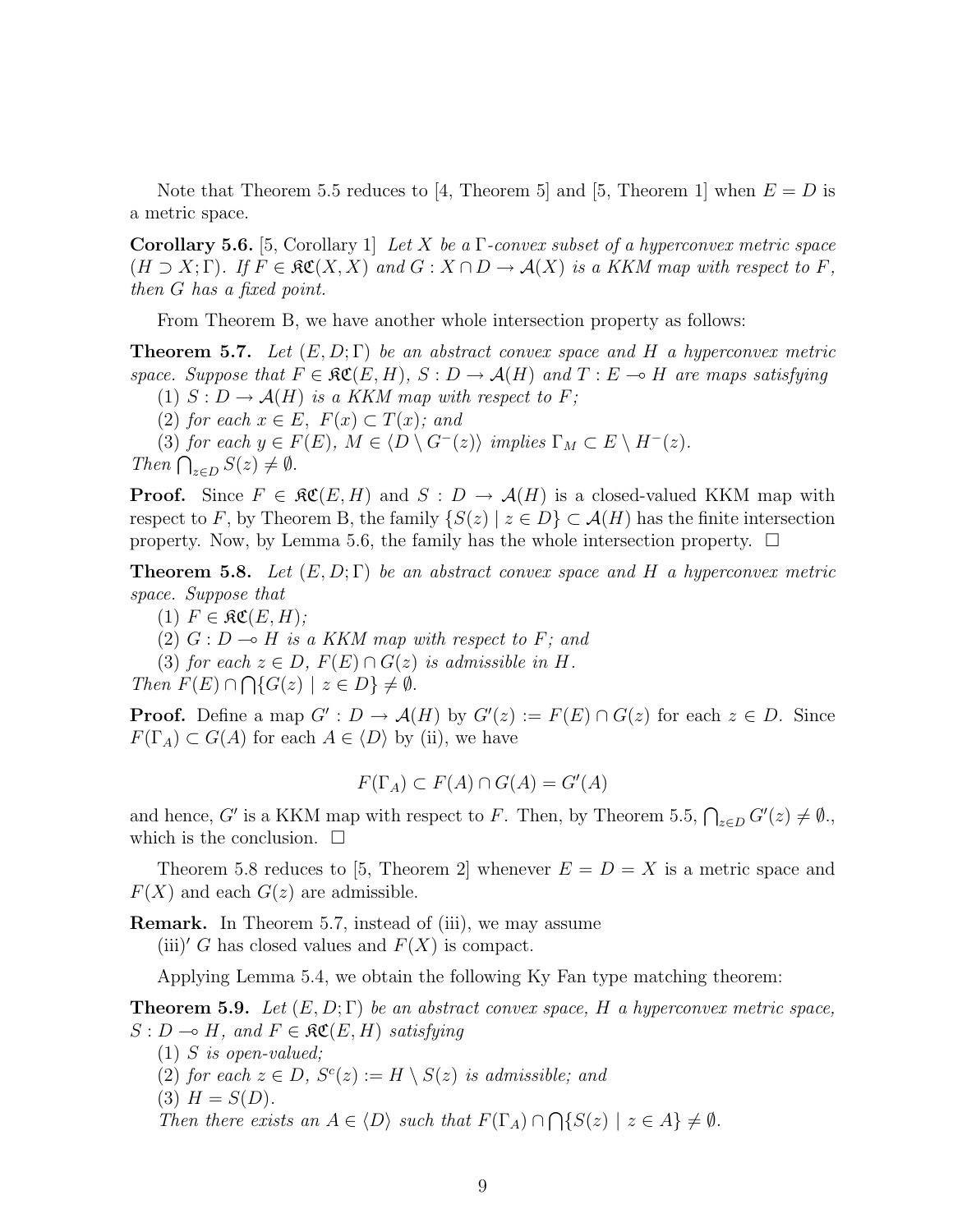Note that Theorem 5.5 reduces to [4, Theorem 5] and [5, Theorem 1] when $E = D$ is a metric space.

**Corollary 5.6.** [5, Corollary 1] *Let $X$ be a $\Gamma$-convex subset of a hyperconvex metric space $(H \supset X; \Gamma)$. If $F \in \mathfrak{KC}(X, X)$ and $G : X \cap D \to \mathcal{A}(X)$ is a KKM map with respect to $F$, then $G$ has a fixed point.*

From Theorem B, we have another whole intersection property as follows:

**Theorem 5.7.** *Let $(E, D; \Gamma)$ be an abstract convex space and $H$ a hyperconvex metric space. Suppose that $F \in \mathfrak{KC}(E, H)$, $S : D \to \mathcal{A}(H)$ and $T : E \multimap H$ are maps satisfying*

*(1) $S : D \to \mathcal{A}(H)$ is a KKM map with respect to $F$;*

*(2) for each $x \in E$, $F(x) \subset T(x)$; and*

*(3) for each $y \in F(E)$, $M \in \langle D \setminus G^{-}(z) \rangle$ implies $\Gamma_M \subset E \setminus H^{-}(z)$.*

*Then $\bigcap_{z \in D} S(z) \neq \emptyset$.*

**Proof.** Since $F \in \mathfrak{KC}(E, H)$ and $S : D \to \mathcal{A}(H)$ is a closed-valued KKM map with respect to $F$, by Theorem B, the family $\{S(z) \mid z \in D\} \subset \mathcal{A}(H)$ has the finite intersection property. Now, by Lemma 5.6, the family has the whole intersection property. $\square$

**Theorem 5.8.** *Let $(E, D; \Gamma)$ be an abstract convex space and $H$ a hyperconvex metric space. Suppose that*

*(1) $F \in \mathfrak{KC}(E, H)$;*

*(2) $G : D \multimap H$ is a KKM map with respect to $F$; and*

*(3) for each $z \in D$, $F(E) \cap G(z)$ is admissible in $H$.*

*Then $F(E) \cap \bigcap \{G(z) \mid z \in D\} \neq \emptyset$.*

**Proof.** Define a map $G' : D \to \mathcal{A}(H)$ by $G'(z) := F(E) \cap G(z)$ for each $z \in D$. Since $F(\Gamma_A) \subset G(A)$ for each $A \in \langle D \rangle$ by (ii), we have

$$F(\Gamma_A) \subset F(A) \cap G(A) = G'(A)$$

and hence, $G'$ is a KKM map with respect to $F$. Then, by Theorem 5.5, $\bigcap_{z \in D} G'(z) \neq \emptyset$., which is the conclusion. $\square$

Theorem 5.8 reduces to [5, Theorem 2] whenever $E = D = X$ is a metric space and $F(X)$ and each $G(z)$ are admissible.

**Remark.** In Theorem 5.7, instead of (iii), we may assume

(iii)$'$ $G$ has closed values and $F(X)$ is compact.

Applying Lemma 5.4, we obtain the following Ky Fan type matching theorem:

**Theorem 5.9.** *Let $(E, D; \Gamma)$ be an abstract convex space, $H$ a hyperconvex metric space, $S : D \multimap H$, and $F \in \mathfrak{KC}(E, H)$ satisfying*

*(1) $S$ is open-valued;*

*(2) for each $z \in D$, $S^c(z) := H \setminus S(z)$ is admissible; and*

*(3) $H = S(D)$.*

*Then there exists an $A \in \langle D \rangle$ such that $F(\Gamma_A) \cap \bigcap \{S(z) \mid z \in A\} \neq \emptyset$.*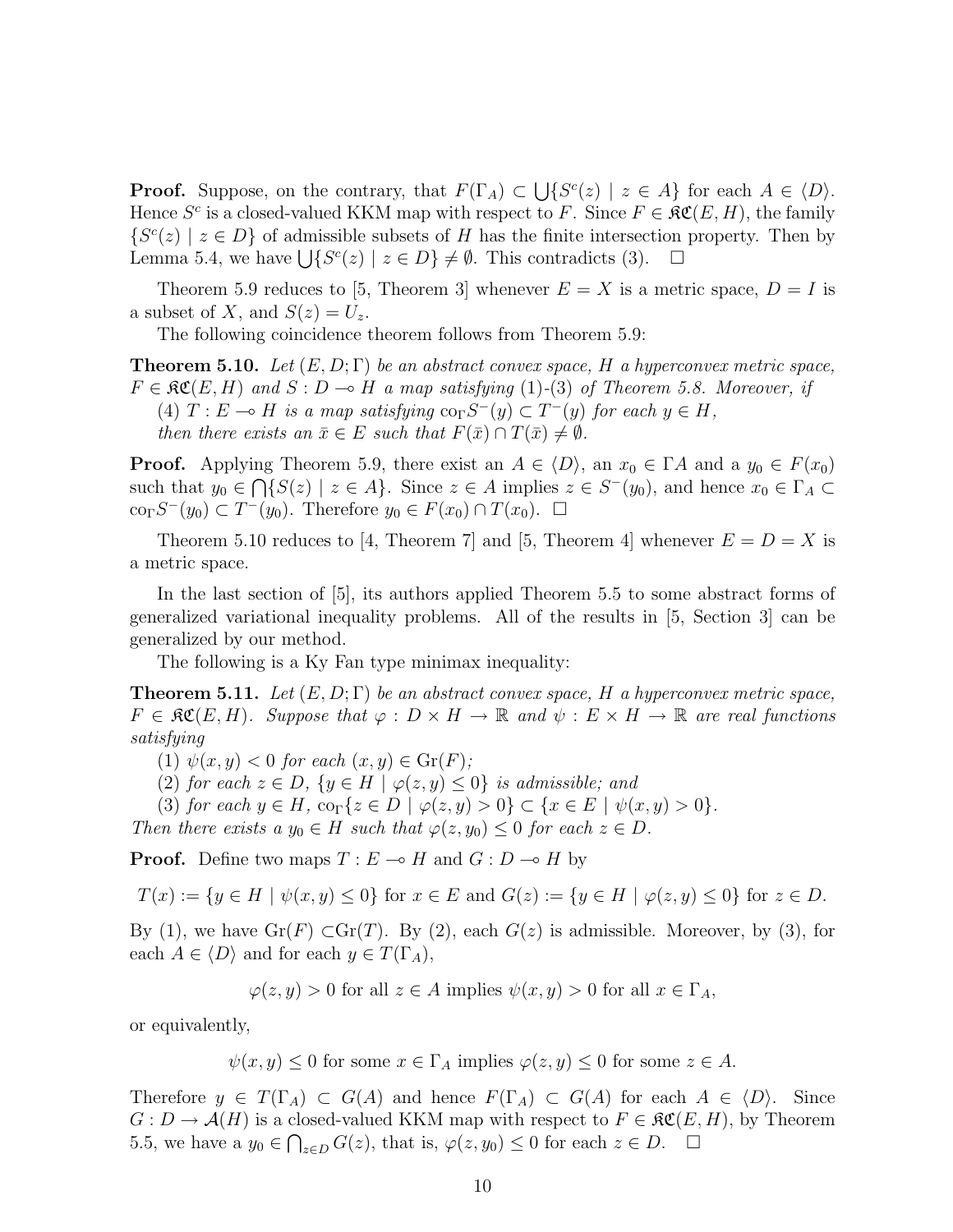**Proof.** Suppose, on the contrary, that $F(\Gamma_A) \subset \bigcup\{S^c(z) \mid z \in A\}$ for each $A \in \langle D \rangle$. Hence $S^c$ is a closed-valued KKM map with respect to $F$. Since $F \in \mathfrak{KC}(E, H)$, the family $\{S^c(z) \mid z \in D\}$ of admissible subsets of $H$ has the finite intersection property. Then by Lemma 5.4, we have $\bigcup\{S^c(z) \mid z \in D\} \neq \emptyset$. This contradicts (3). $\square$

Theorem 5.9 reduces to [5, Theorem 3] whenever $E = X$ is a metric space, $D = I$ is a subset of $X$, and $S(z) = U_z$.

The following coincidence theorem follows from Theorem 5.9:

**Theorem 5.10.** *Let $(E, D; \Gamma)$ be an abstract convex space, $H$ a hyperconvex metric space, $F \in \mathfrak{KC}(E, H)$ and $S : D \multimap H$ a map satisfying* (1)-(3) *of Theorem 5.8. Moreover, if*

(4) *$T : E \multimap H$ is a map satisfying $\mathrm{co}_\Gamma S^-(y) \subset T^-(y)$ for each $y \in H$,*

*then there exists an $\bar{x} \in E$ such that $F(\bar{x}) \cap T(\bar{x}) \neq \emptyset$.*

**Proof.** Applying Theorem 5.9, there exist an $A \in \langle D \rangle$, an $x_0 \in \Gamma A$ and a $y_0 \in F(x_0)$ such that $y_0 \in \bigcap\{S(z) \mid z \in A\}$. Since $z \in A$ implies $z \in S^-(y_0)$, and hence $x_0 \in \Gamma_A \subset \mathrm{co}_\Gamma S^-(y_0) \subset T^-(y_0)$. Therefore $y_0 \in F(x_0) \cap T(x_0)$. $\square$

Theorem 5.10 reduces to [4, Theorem 7] and [5, Theorem 4] whenever $E = D = X$ is a metric space.

In the last section of [5], its authors applied Theorem 5.5 to some abstract forms of generalized variational inequality problems. All of the results in [5, Section 3] can be generalized by our method.

The following is a Ky Fan type minimax inequality:

**Theorem 5.11.** *Let $(E, D; \Gamma)$ be an abstract convex space, $H$ a hyperconvex metric space, $F \in \mathfrak{KC}(E, H)$. Suppose that $\varphi : D \times H \to \mathbb{R}$ and $\psi : E \times H \to \mathbb{R}$ are real functions satisfying*

(1) *$\psi(x, y) < 0$ for each $(x, y) \in \mathrm{Gr}(F)$;*

(2) *for each $z \in D$, $\{y \in H \mid \varphi(z, y) \leq 0\}$ is admissible; and*

(3) *for each $y \in H$, $\mathrm{co}_\Gamma\{z \in D \mid \varphi(z, y) > 0\} \subset \{x \in E \mid \psi(x, y) > 0\}$.*

*Then there exists a $y_0 \in H$ such that $\varphi(z, y_0) \leq 0$ for each $z \in D$.*

**Proof.** Define two maps $T : E \multimap H$ and $G : D \multimap H$ by

$$T(x) := \{y \in H \mid \psi(x, y) \leq 0\} \text{ for } x \in E \text{ and } G(z) := \{y \in H \mid \varphi(z, y) \leq 0\} \text{ for } z \in D.$$

By (1), we have $\mathrm{Gr}(F) \subset \mathrm{Gr}(T)$. By (2), each $G(z)$ is admissible. Moreover, by (3), for each $A \in \langle D \rangle$ and for each $y \in T(\Gamma_A)$,

$$\varphi(z, y) > 0 \text{ for all } z \in A \text{ implies } \psi(x, y) > 0 \text{ for all } x \in \Gamma_A,$$

or equivalently,

$$\psi(x, y) \leq 0 \text{ for some } x \in \Gamma_A \text{ implies } \varphi(z, y) \leq 0 \text{ for some } z \in A.$$

Therefore $y \in T(\Gamma_A) \subset G(A)$ and hence $F(\Gamma_A) \subset G(A)$ for each $A \in \langle D \rangle$. Since $G : D \to \mathcal{A}(H)$ is a closed-valued KKM map with respect to $F \in \mathfrak{KC}(E, H)$, by Theorem 5.5, we have a $y_0 \in \bigcap_{z \in D} G(z)$, that is, $\varphi(z, y_0) \leq 0$ for each $z \in D$. $\square$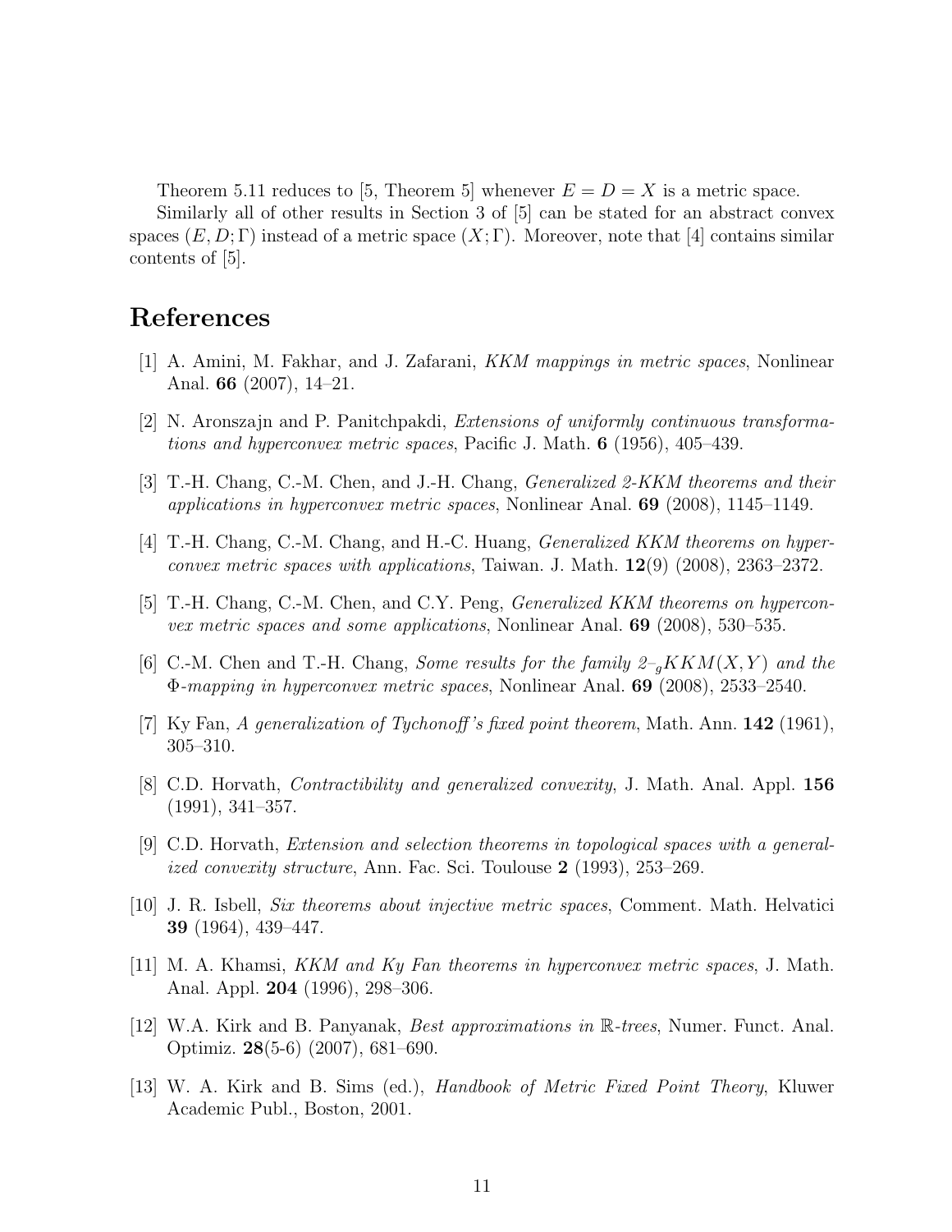Theorem 5.11 reduces to [5, Theorem 5] whenever $E = D = X$ is a metric space.

Similarly all of other results in Section 3 of [5] can be stated for an abstract convex spaces $(E, D; \Gamma)$ instead of a metric space $(X; \Gamma)$. Moreover, note that [4] contains similar contents of [5].

# References

[1] A. Amini, M. Fakhar, and J. Zafarani, *KKM mappings in metric spaces*, Nonlinear Anal. **66** (2007), 14–21.

[2] N. Aronszajn and P. Panitchpakdi, *Extensions of uniformly continuous transformations and hyperconvex metric spaces*, Pacific J. Math. **6** (1956), 405–439.

[3] T.-H. Chang, C.-M. Chen, and J.-H. Chang, *Generalized 2-KKM theorems and their applications in hyperconvex metric spaces*, Nonlinear Anal. **69** (2008), 1145–1149.

[4] T.-H. Chang, C.-M. Chang, and H.-C. Huang, *Generalized KKM theorems on hyperconvex metric spaces with applications*, Taiwan. J. Math. **12**(9) (2008), 2363–2372.

[5] T.-H. Chang, C.-M. Chen, and C.Y. Peng, *Generalized KKM theorems on hyperconvex metric spaces and some applications*, Nonlinear Anal. **69** (2008), 530–535.

[6] C.-M. Chen and T.-H. Chang, *Some results for the family $2\text{–}_g KKM(X, Y)$ and the $\Phi$-mapping in hyperconvex metric spaces*, Nonlinear Anal. **69** (2008), 2533–2540.

[7] Ky Fan, *A generalization of Tychonoff's fixed point theorem*, Math. Ann. **142** (1961), 305–310.

[8] C.D. Horvath, *Contractibility and generalized convexity*, J. Math. Anal. Appl. **156** (1991), 341–357.

[9] C.D. Horvath, *Extension and selection theorems in topological spaces with a generalized convexity structure*, Ann. Fac. Sci. Toulouse **2** (1993), 253–269.

[10] J. R. Isbell, *Six theorems about injective metric spaces*, Comment. Math. Helvatici **39** (1964), 439–447.

[11] M. A. Khamsi, *KKM and Ky Fan theorems in hyperconvex metric spaces*, J. Math. Anal. Appl. **204** (1996), 298–306.

[12] W.A. Kirk and B. Panyanak, *Best approximations in $\mathbb{R}$-trees*, Numer. Funct. Anal. Optimiz. **28**(5-6) (2007), 681–690.

[13] W. A. Kirk and B. Sims (ed.), *Handbook of Metric Fixed Point Theory*, Kluwer Academic Publ., Boston, 2001.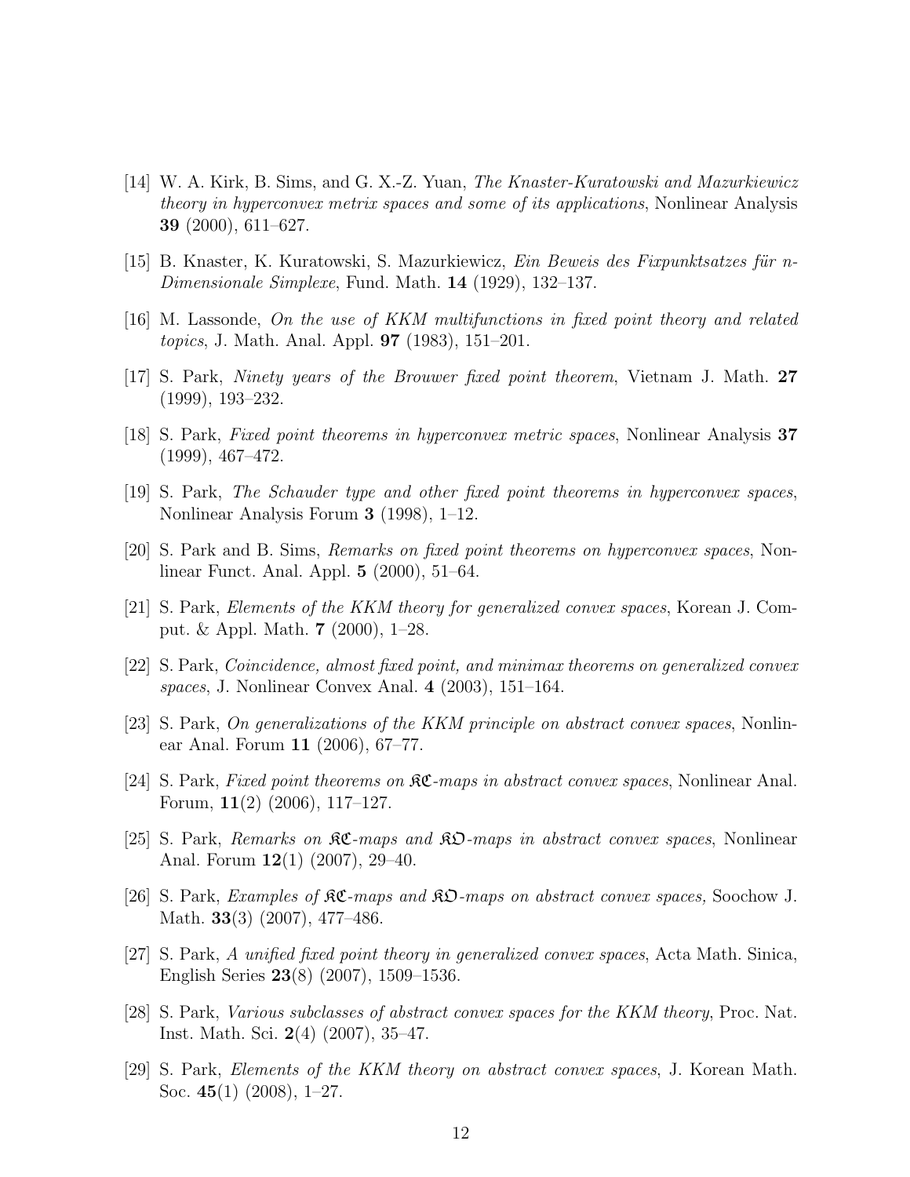[14] W. A. Kirk, B. Sims, and G. X.-Z. Yuan, *The Knaster-Kuratowski and Mazurkiewicz theory in hyperconvex metrix spaces and some of its applications*, Nonlinear Analysis **39** (2000), 611–627.

[15] B. Knaster, K. Kuratowski, S. Mazurkiewicz, *Ein Beweis des Fixpunktsatzes für n-Dimensionale Simplexe*, Fund. Math. **14** (1929), 132–137.

[16] M. Lassonde, *On the use of KKM multifunctions in fixed point theory and related topics*, J. Math. Anal. Appl. **97** (1983), 151–201.

[17] S. Park, *Ninety years of the Brouwer fixed point theorem*, Vietnam J. Math. **27** (1999), 193–232.

[18] S. Park, *Fixed point theorems in hyperconvex metric spaces*, Nonlinear Analysis **37** (1999), 467–472.

[19] S. Park, *The Schauder type and other fixed point theorems in hyperconvex spaces*, Nonlinear Analysis Forum **3** (1998), 1–12.

[20] S. Park and B. Sims, *Remarks on fixed point theorems on hyperconvex spaces*, Nonlinear Funct. Anal. Appl. **5** (2000), 51–64.

[21] S. Park, *Elements of the KKM theory for generalized convex spaces*, Korean J. Comput. & Appl. Math. **7** (2000), 1–28.

[22] S. Park, *Coincidence, almost fixed point, and minimax theorems on generalized convex spaces*, J. Nonlinear Convex Anal. **4** (2003), 151–164.

[23] S. Park, *On generalizations of the KKM principle on abstract convex spaces*, Nonlinear Anal. Forum **11** (2006), 67–77.

[24] S. Park, *Fixed point theorems on* $\mathfrak{KC}$*-maps in abstract convex spaces*, Nonlinear Anal. Forum, **11**(2) (2006), 117–127.

[25] S. Park, *Remarks on* $\mathfrak{KC}$*-maps and* $\mathfrak{KO}$*-maps in abstract convex spaces*, Nonlinear Anal. Forum **12**(1) (2007), 29–40.

[26] S. Park, *Examples of* $\mathfrak{KC}$*-maps and* $\mathfrak{KO}$*-maps on abstract convex spaces,* Soochow J. Math. **33**(3) (2007), 477–486.

[27] S. Park, *A unified fixed point theory in generalized convex spaces*, Acta Math. Sinica, English Series **23**(8) (2007), 1509–1536.

[28] S. Park, *Various subclasses of abstract convex spaces for the KKM theory*, Proc. Nat. Inst. Math. Sci. **2**(4) (2007), 35–47.

[29] S. Park, *Elements of the KKM theory on abstract convex spaces*, J. Korean Math. Soc. **45**(1) (2008), 1–27.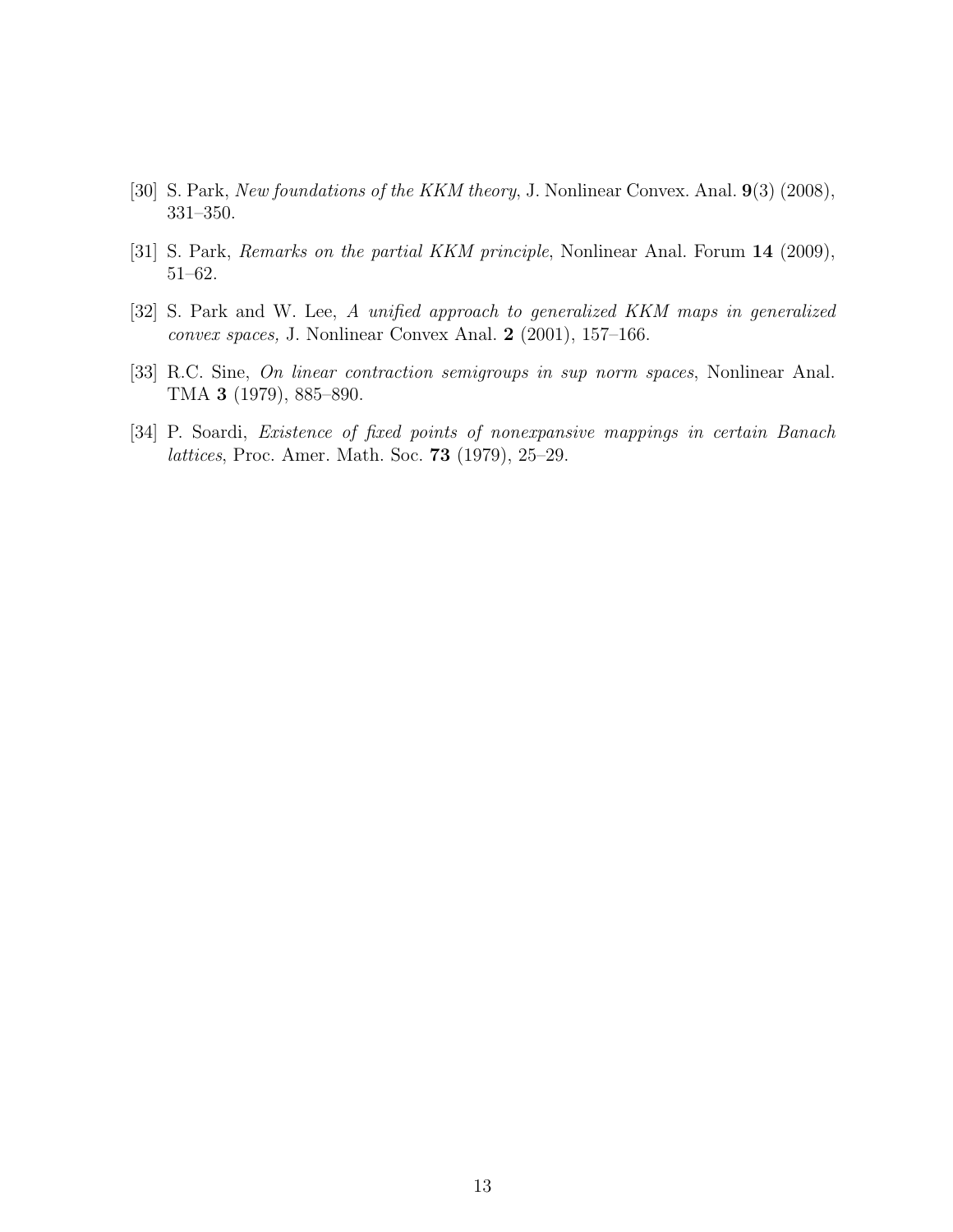[30] S. Park, *New foundations of the KKM theory*, J. Nonlinear Convex. Anal. **9**(3) (2008), 331–350.

[31] S. Park, *Remarks on the partial KKM principle*, Nonlinear Anal. Forum **14** (2009), 51–62.

[32] S. Park and W. Lee, *A unified approach to generalized KKM maps in generalized convex spaces,* J. Nonlinear Convex Anal. **2** (2001), 157–166.

[33] R.C. Sine, *On linear contraction semigroups in sup norm spaces*, Nonlinear Anal. TMA **3** (1979), 885–890.

[34] P. Soardi, *Existence of fixed points of nonexpansive mappings in certain Banach lattices*, Proc. Amer. Math. Soc. **73** (1979), 25–29.